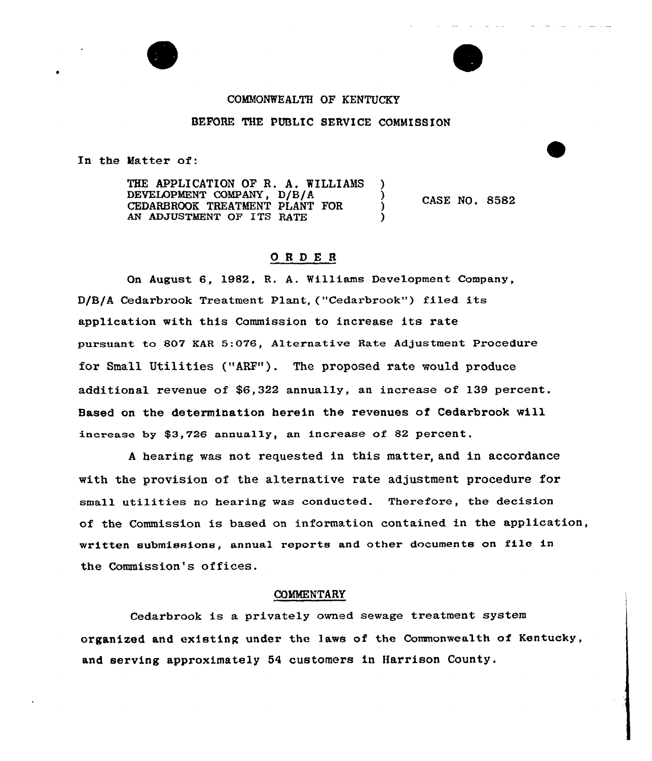COMMONWEALTH OF KENTUCKY

BEFORE THE PUBLIC SERVICE COMMISSION

In the Matter of:

| | | |
|---|---|---|
| THE APPLICATION OF R. A. WILLIAMS DEVELOPMENT COMPANY, D/B/A CEDARBROOK TREATMENT PLANT FOR AN ADJUSTMENT OF ITS RATE | ) ) ) ) | CASE NO. 8582 |

## O R D E R

On August 6, 1982, R. A. Williams Development Company, D/B/A Cedarbrook Treatment Plant, ("Cedarbrook") filed its application with this Commission to increase its rate pursuant to 807 KAR 5:076, Alternative Rate Adjustment Procedure for Small Utilities ("ARF"). The proposed rate would produce additional revenue of $6,322 annually, an increase of 139 percent. Based on the determination herein the revenues of Cedarbrook will increase by $3,726 annually, an increase of 82 percent.

A hearing was not requested in this matter, and in accordance with the provision of the alternative rate adjustment procedure for small utilities no hearing was conducted. Therefore, the decision of the Commission is based on information contained in the application, written submissions, annual reports and other documents on file in the Commission's offices.

### COMMENTARY

Cedarbrook is a privately owned sewage treatment system organized and existing under the laws of the Commonwealth of Kentucky, and serving approximately 54 customers in Harrison County.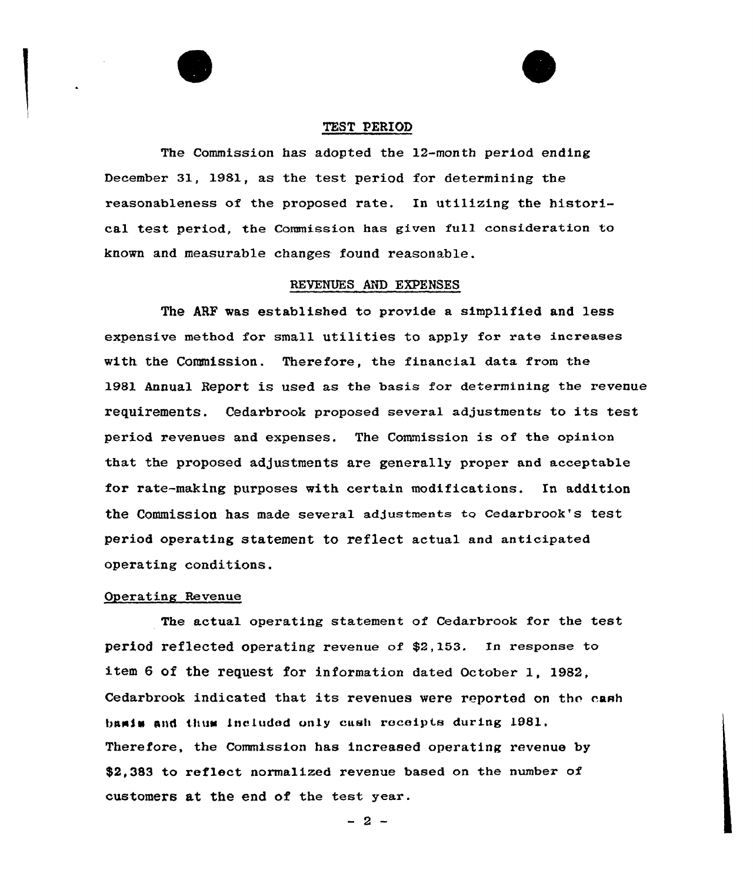## TEST PERIOD

The Commission has adopted the 12-month period ending December 31, 1981, as the test period for determining the reasonableness of the proposed rate. In utilizing the historical test period, the Commission has given full consideration to known and measurable changes found reasonable.

## REVENUES AND EXPENSES

The ARF was established to provide a simplified and less expensive method for small utilities to apply for rate increases with the Commission. Therefore, the financial data from the 1981 Annual Report is used as the basis for determining the revenue requirements. Cedarbrook proposed several adjustments to its test period revenues and expenses. The Commission is of the opinion that the proposed adjustments are generally proper and acceptable for rate-making purposes with certain modifications. In addition the Commission has made several adjustments to Cedarbrook's test period operating statement to reflect actual and anticipated operating conditions.

### Operating Revenue

The actual operating statement of Cedarbrook for the test period reflected operating revenue of $2,153. In response to item 6 of the request for information dated October 1, 1982, Cedarbrook indicated that its revenues were reported on the cash basis and thus included only cash receipts during 1981. Therefore, the Commission has increased operating revenue by $2,383 to reflect normalized revenue based on the number of customers at the end of the test year.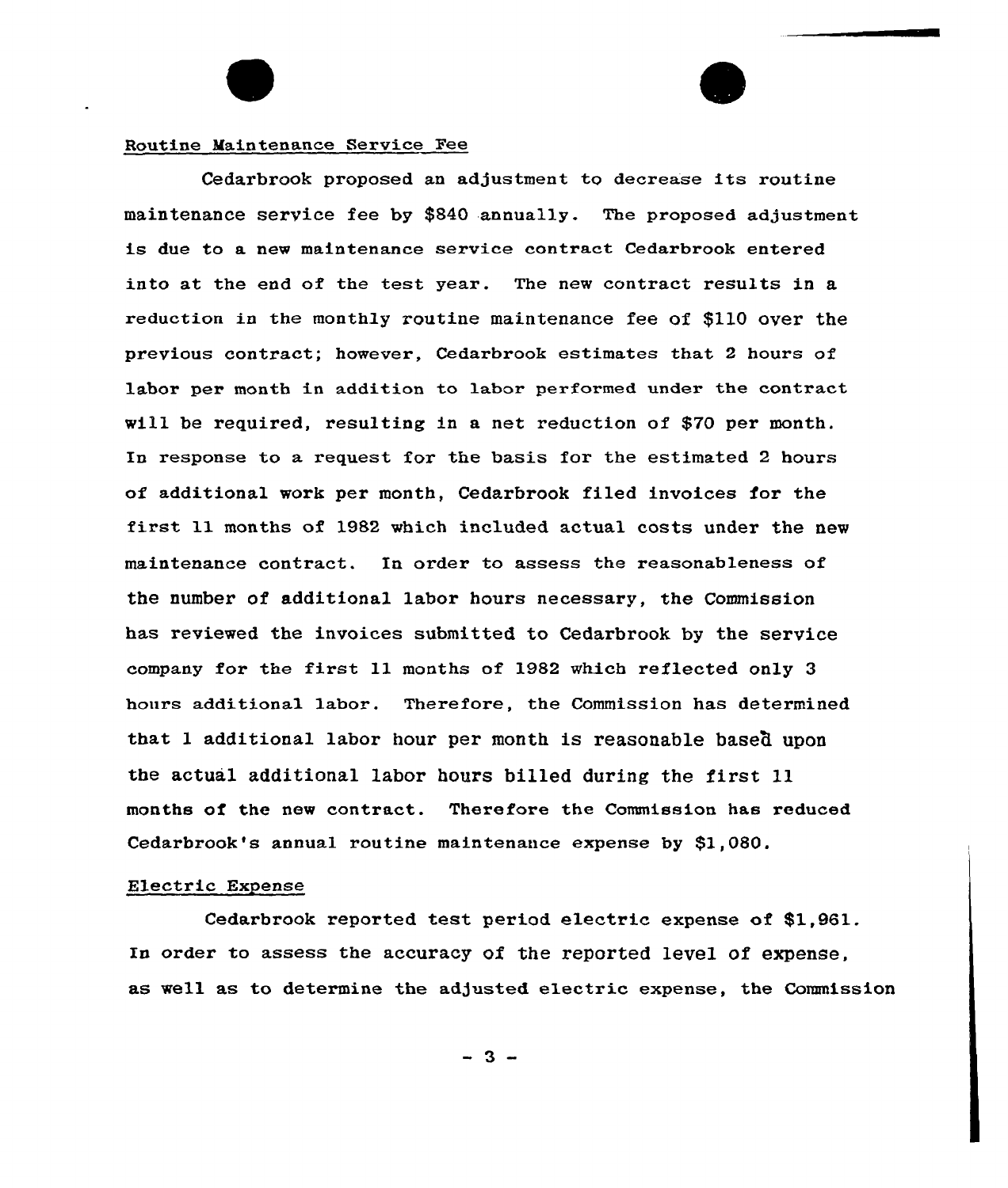Routine Maintenance Service Fee

Cedarbrook proposed an adjustment to decrease its routine maintenance service fee by $840 annually. The proposed adjustment is due to a new maintenance service contract Cedarbrook entered into at the end of the test year. The new contract results in a reduction in the monthly routine maintenance fee of $110 over the previous contract; however, Cedarbrook estimates that 2 hours of labor per month in addition to labor performed under the contract will be required, resulting in a net reduction of $70 per month. In response to a request for the basis for the estimated 2 hours of additional work per month, Cedarbrook filed invoices for the first 11 months of 1982 which included actual costs under the new maintenance contract. In order to assess the reasonableness of the number of additional labor hours necessary, the Commission has reviewed the invoices submitted to Cedarbrook by the service company for the first 11 months of 1982 which reflected only 3 hours additional labor. Therefore, the Commission has determined that 1 additional labor hour per month is reasonable based upon the actual additional labor hours billed during the first 11 months of the new contract. Therefore the Commission has reduced Cedarbrook's annual routine maintenance expense by $1,080.

Electric Expense

Cedarbrook reported test period electric expense of $1,961. In order to assess the accuracy of the reported level of expense, as well as to determine the adjusted electric expense, the Commission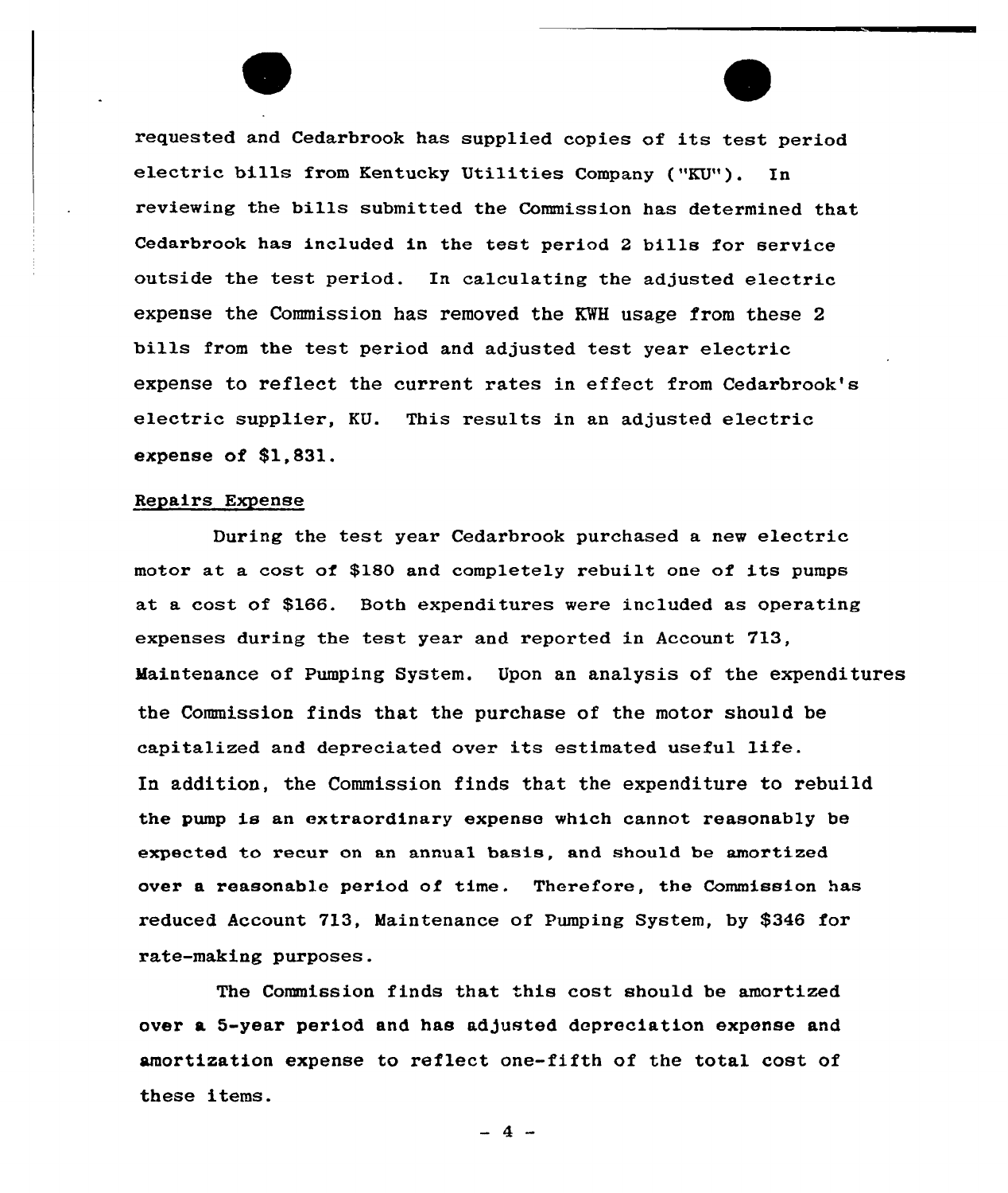requested and Cedarbrook has supplied copies of its test period electric bills from Kentucky Utilities Company ("KU"). In reviewing the bills submitted the Commission has determined that Cedarbrook has included in the test period 2 bills for service outside the test period. In calculating the adjusted electric expense the Commission has removed the KWH usage from these 2 bills from the test period and adjusted test year electric expense to reflect the current rates in effect from Cedarbrook's electric supplier, KU. This results in an adjusted electric expense of $1,831.

Repairs Expense

During the test year Cedarbrook purchased a new electric motor at a cost of $180 and completely rebuilt one of its pumps at a cost of $166. Both expenditures were included as operating expenses during the test year and reported in Account 713, Maintenance of Pumping System. Upon an analysis of the expenditures the Commission finds that the purchase of the motor should be capitalized and depreciated over its estimated useful life. In addition, the Commission finds that the expenditure to rebuild the pump is an extraordinary expense which cannot reasonably be expected to recur on an annual basis, and should be amortized over a reasonable period of time. Therefore, the Commission has reduced Account 713, Maintenance of Pumping System, by $346 for rate-making purposes.

The Commission finds that this cost should be amortized over a 5-year period and has adjusted depreciation expense and amortization expense to reflect one-fifth of the total cost of these items.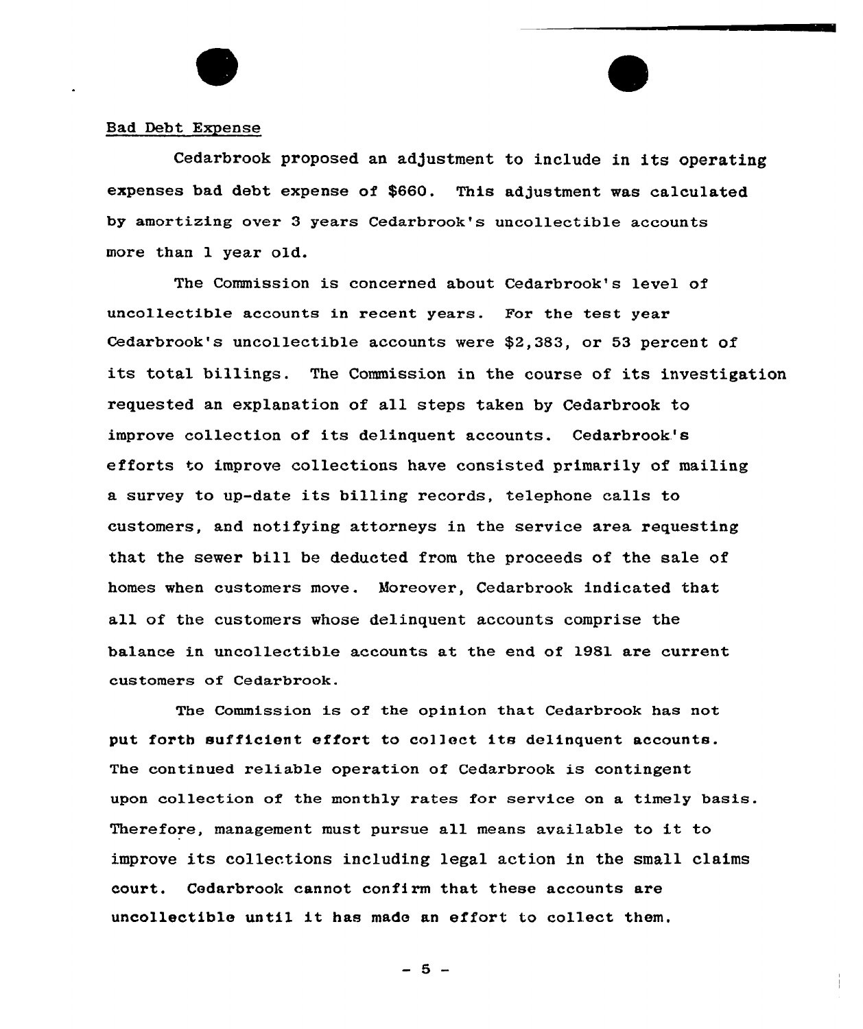Bad Debt Expense

Cedarbrook proposed an adjustment to include in its operating expenses bad debt expense of $660. This adjustment was calculated by amortizing over 3 years Cedarbrook's uncollectible accounts more than 1 year old.

The Commission is concerned about Cedarbrook's level of uncollectible accounts in recent years. For the test year Cedarbrook's uncollectible accounts were $2,383, or 53 percent of its total billings. The Commission in the course of its investigation requested an explanation of all steps taken by Cedarbrook to improve collection of its delinquent accounts. Cedarbrook's efforts to improve collections have consisted primarily of mailing a survey to up-date its billing records, telephone calls to customers, and notifying attorneys in the service area requesting that the sewer bill be deducted from the proceeds of the sale of homes when customers move. Moreover, Cedarbrook indicated that all of the customers whose delinquent accounts comprise the balance in uncollectible accounts at the end of 1981 are current customers of Cedarbrook.

The Commission is of the opinion that Cedarbrook has not put forth sufficient effort to collect its delinquent accounts. The continued reliable operation of Cedarbrook is contingent upon collection of the monthly rates for service on a timely basis. Therefore, management must pursue all means available to it to improve its collections including legal action in the small claims court. Cedarbrook cannot confirm that these accounts are uncollectible until it has made an effort to collect them.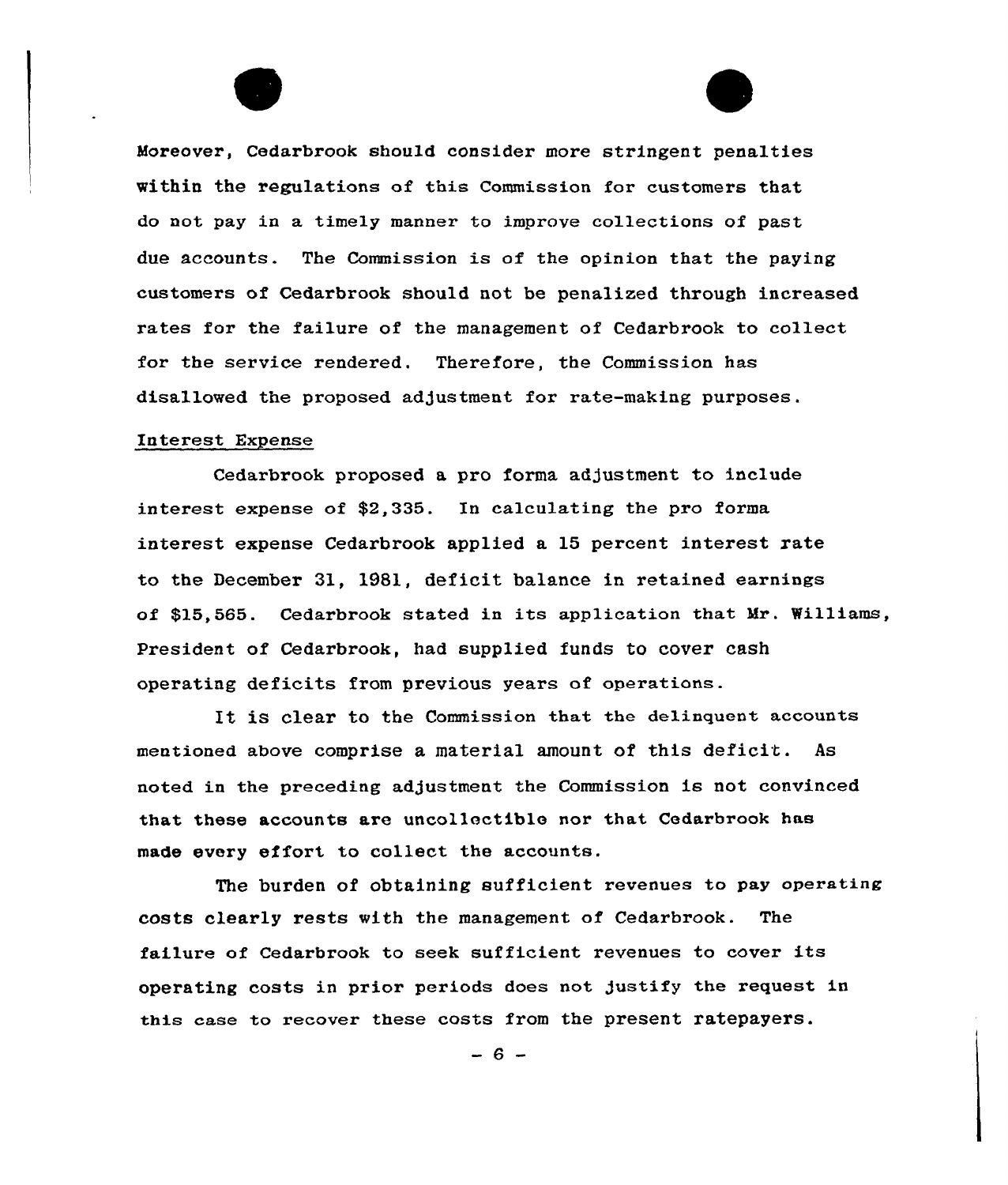Moreover, Cedarbrook should consider more stringent penalties within the regulations of this Commission for customers that do not pay in a timely manner to improve collections of past due accounts. The Commission is of the opinion that the paying customers of Cedarbrook should not be penalized through increased rates for the failure of the management of Cedarbrook to collect for the service rendered. Therefore, the Commission has disallowed the proposed adjustment for rate-making purposes.

Interest Expense

Cedarbrook proposed a pro forma adjustment to include interest expense of $2,335. In calculating the pro forma interest expense Cedarbrook applied a 15 percent interest rate to the December 31, 1981, deficit balance in retained earnings of $15,565. Cedarbrook stated in its application that Mr. Williams, President of Cedarbrook, had supplied funds to cover cash operating deficits from previous years of operations.

It is clear to the Commission that the delinquent accounts mentioned above comprise a material amount of this deficit. As noted in the preceding adjustment the Commission is not convinced that these accounts are uncollectible nor that Cedarbrook has made every effort to collect the accounts.

The burden of obtaining sufficient revenues to pay operating costs clearly rests with the management of Cedarbrook. The failure of Cedarbrook to seek sufficient revenues to cover its operating costs in prior periods does not justify the request in this case to recover these costs from the present ratepayers.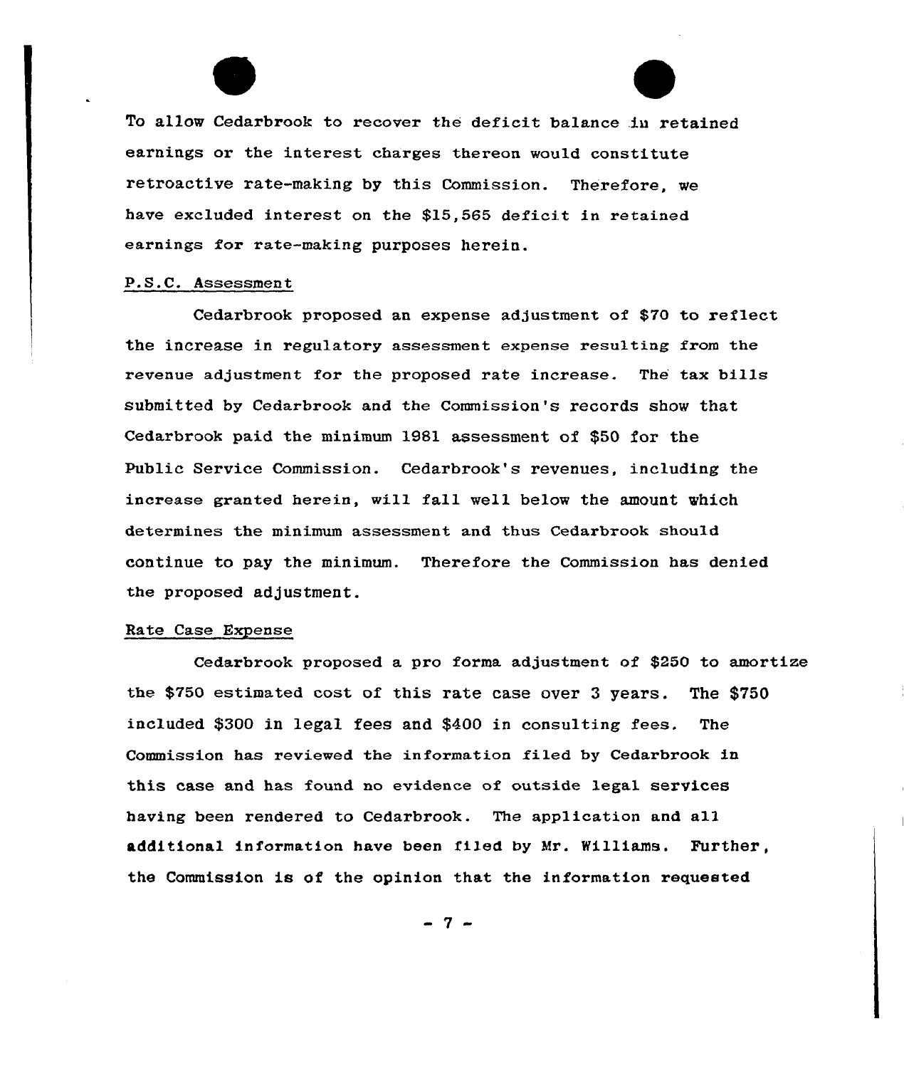To allow Cedarbrook to recover the deficit balance in retained earnings or the interest charges thereon would constitute retroactive rate-making by this Commission. Therefore, we have excluded interest on the $15,565 deficit in retained earnings for rate-making purposes herein.

P.S.C. Assessment

Cedarbrook proposed an expense adjustment of $70 to reflect the increase in regulatory assessment expense resulting from the revenue adjustment for the proposed rate increase. The tax bills submitted by Cedarbrook and the Commission's records show that Cedarbrook paid the minimum 1981 assessment of $50 for the Public Service Commission. Cedarbrook's revenues, including the increase granted herein, will fall well below the amount which determines the minimum assessment and thus Cedarbrook should continue to pay the minimum. Therefore the Commission has denied the proposed adjustment.

Rate Case Expense

Cedarbrook proposed a pro forma adjustment of $250 to amortize the $750 estimated cost of this rate case over 3 years. The $750 included $300 in legal fees and $400 in consulting fees. The Commission has reviewed the information filed by Cedarbrook in this case and has found no evidence of outside legal services having been rendered to Cedarbrook. The application and all additional information have been filed by Mr. Williams. Further, the Commission is of the opinion that the information requested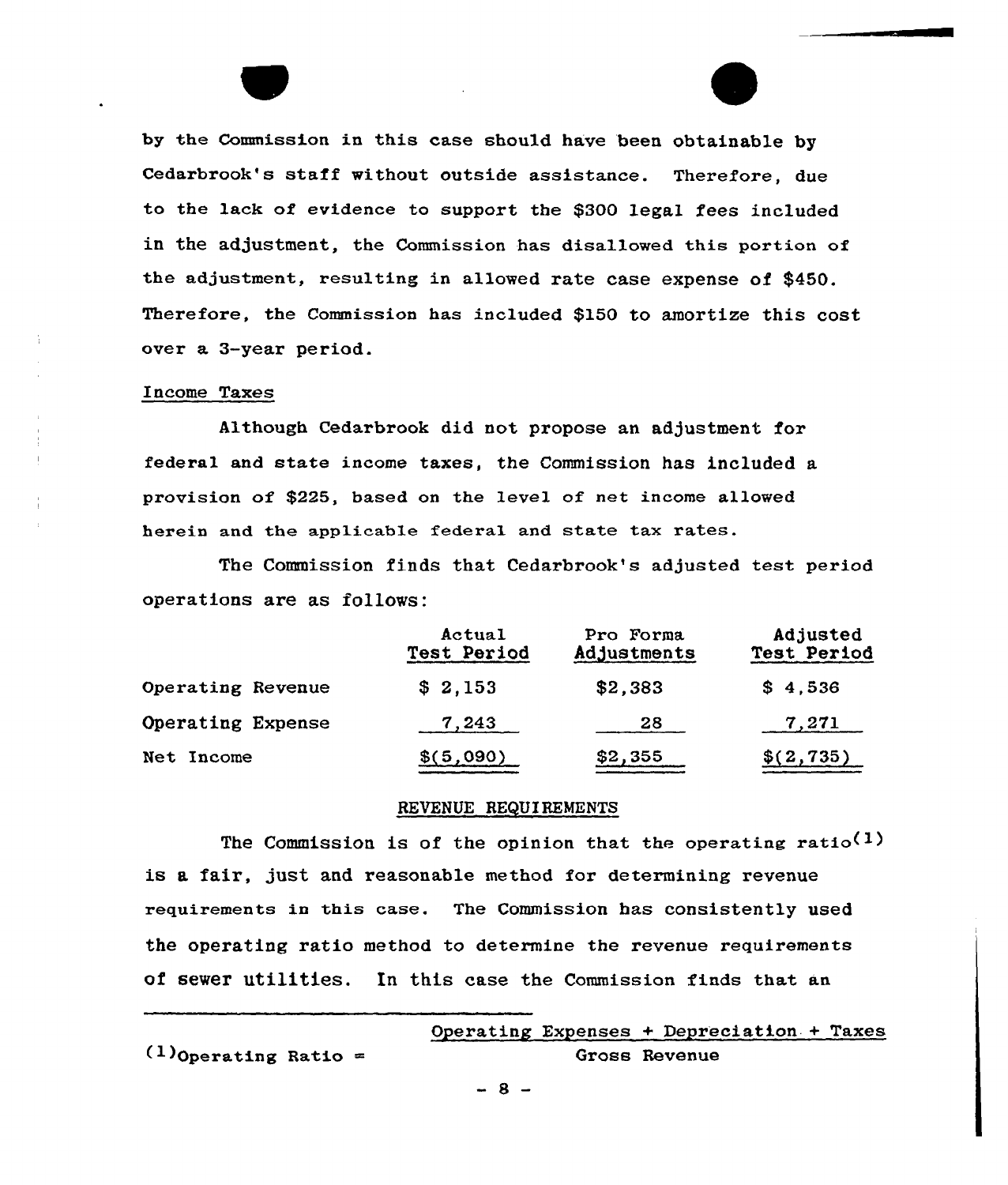by the Commission in this case should have been obtainable by Cedarbrook's staff without outside assistance. Therefore, due to the lack of evidence to support the $300 legal fees included in the adjustment, the Commission has disallowed this portion of the adjustment, resulting in allowed rate case expense of $450. Therefore, the Commission has included $150 to amortize this cost over a 3-year period.

Income Taxes

Although Cedarbrook did not propose an adjustment for federal and state income taxes, the Commission has included a provision of $225, based on the level of net income allowed herein and the applicable federal and state tax rates.

The Commission finds that Cedarbrook's adjusted test period operations are as follows:

| | Actual Test Period | Pro Forma Adjustments | Adjusted Test Period |
|---|---|---|---|
| Operating Revenue | $ 2,153 | $2,383 | $ 4,536 |
| Operating Expense | 7,243 | 28 | 7,271 |
| Net Income | $(5,090) | $2,355 | $(2,735) |

REVENUE REQUIREMENTS

The Commission is of the opinion that the operating ratio(1) is a fair, just and reasonable method for determining revenue requirements in this case. The Commission has consistently used the operating ratio method to determine the revenue requirements of sewer utilities. In this case the Commission finds that an

---

(1) $\text{Operating Ratio} = \dfrac{\text{Operating Expenses + Depreciation + Taxes}}{\text{Gross Revenue}}$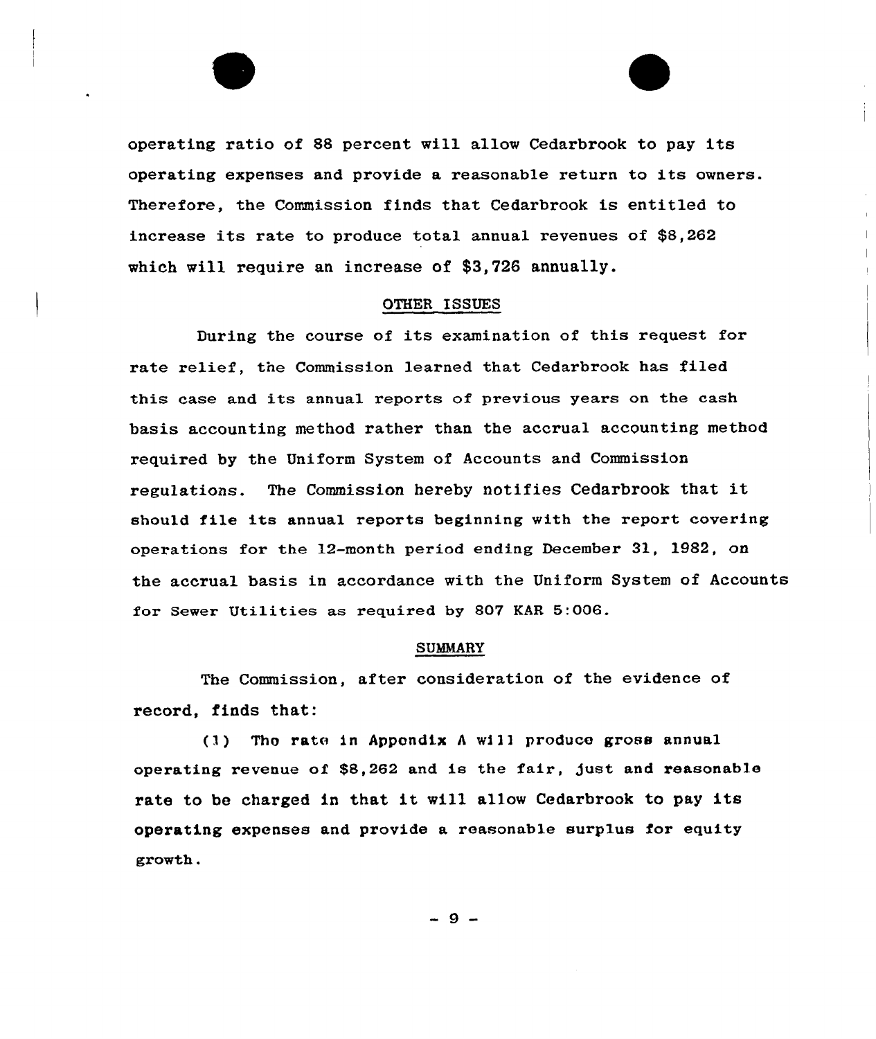operating ratio of 88 percent will allow Cedarbrook to pay its operating expenses and provide a reasonable return to its owners. Therefore, the Commission finds that Cedarbrook is entitled to increase its rate to produce total annual revenues of $8,262 which will require an increase of $3,726 annually.

## OTHER ISSUES

During the course of its examination of this request for rate relief, the Commission learned that Cedarbrook has filed this case and its annual reports of previous years on the cash basis accounting method rather than the accrual accounting method required by the Uniform System of Accounts and Commission regulations. The Commission hereby notifies Cedarbrook that it should file its annual reports beginning with the report covering operations for the 12-month period ending December 31, 1982, on the accrual basis in accordance with the Uniform System of Accounts for Sewer Utilities as required by 807 KAR 5:006.

## SUMMARY

The Commission, after consideration of the evidence of record, finds that:

(1) The rate in Appendix A will produce gross annual operating revenue of $8,262 and is the fair, just and reasonable rate to be charged in that it will allow Cedarbrook to pay its operating expenses and provide a reasonable surplus for equity growth.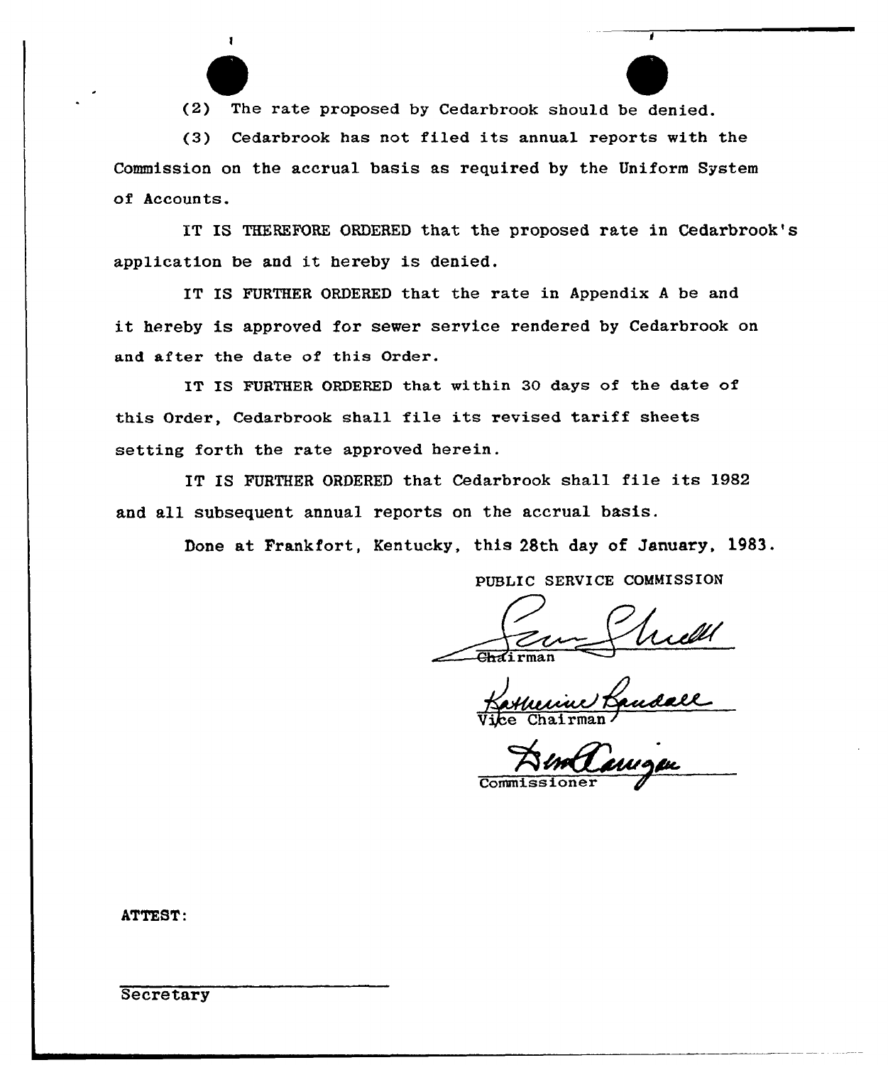(2) The rate proposed by Cedarbrook should be denied.

(3) Cedarbrook has not filed its annual reports with the Commission on the accrual basis as required by the Uniform System of Accounts.

IT IS THEREFORE ORDERED that the proposed rate in Cedarbrook's application be and it hereby is denied.

IT IS FURTHER ORDERED that the rate in Appendix A be and it hereby is approved for sewer service rendered by Cedarbrook on and after the date of this Order.

IT IS FURTHER ORDERED that within 30 days of the date of this Order, Cedarbrook shall file its revised tariff sheets setting forth the rate approved herein.

IT IS FURTHER ORDERED that Cedarbrook shall file its 1982 and all subsequent annual reports on the accrual basis.

Done at Frankfort, Kentucky, this 28th day of January, 1983.

PUBLIC SERVICE COMMISSION

Chairman

Vice Chairman

Commissioner

ATTEST:

Secretary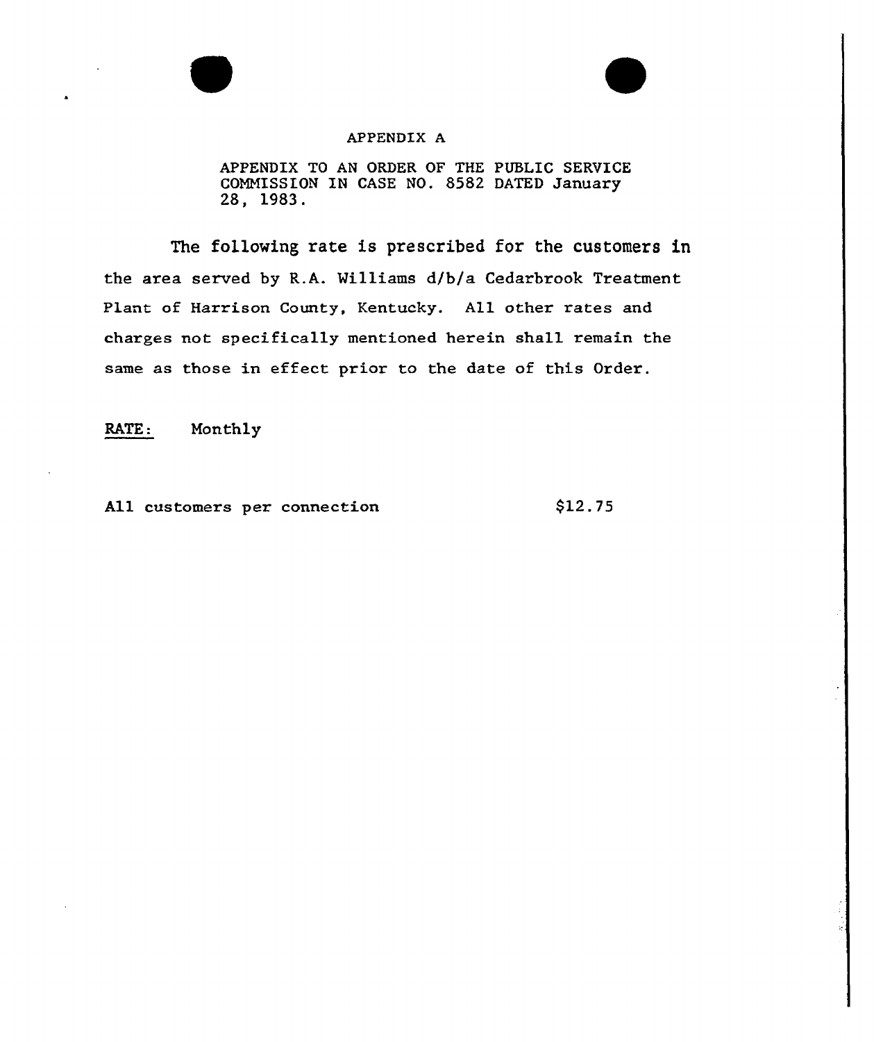# APPENDIX A

APPENDIX TO AN ORDER OF THE PUBLIC SERVICE COMMISSION IN CASE NO. 8582 DATED January 28, 1983.

The following rate is prescribed for the customers in the area served by R.A. Williams d/b/a Cedarbrook Treatment Plant of Harrison County, Kentucky. All other rates and charges not specifically mentioned herein shall remain the same as those in effect prior to the date of this Order.

RATE: Monthly

| | |
|---|---|
| All customers per connection | $12.75 |